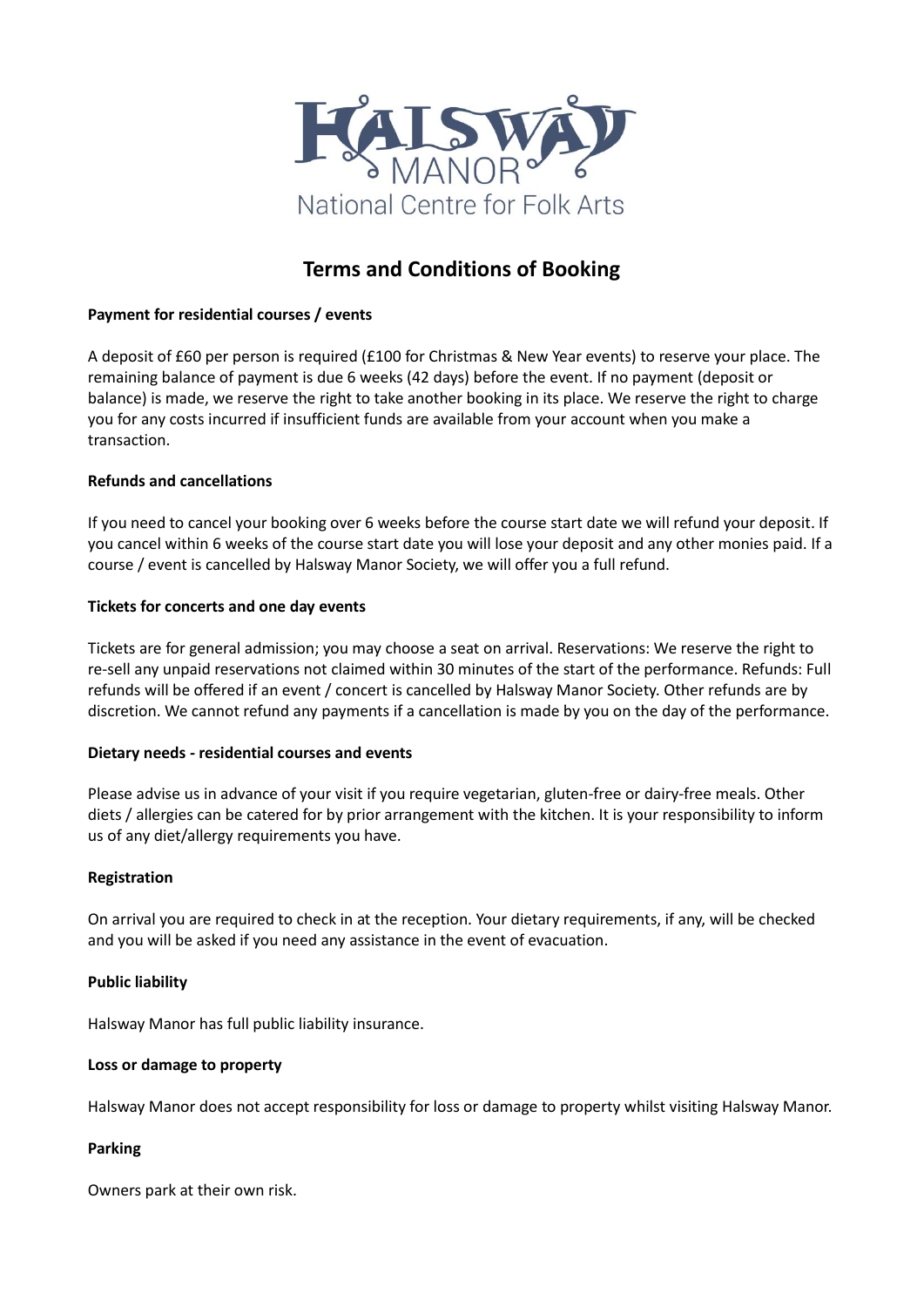HALSWAY MANOR

National Centre for Folk Arts

# Terms and Conditions of Booking

**Payment for residential courses / events**

A deposit of £60 per person is required (£100 for Christmas & New Year events) to reserve your place. The remaining balance of payment is due 6 weeks (42 days) before the event. If no payment (deposit or balance) is made, we reserve the right to take another booking in its place. We reserve the right to charge you for any costs incurred if insufficient funds are available from your account when you make a transaction.

**Refunds and cancellations**

If you need to cancel your booking over 6 weeks before the course start date we will refund your deposit. If you cancel within 6 weeks of the course start date you will lose your deposit and any other monies paid. If a course / event is cancelled by Halsway Manor Society, we will offer you a full refund.

**Tickets for concerts and one day events**

Tickets are for general admission; you may choose a seat on arrival. Reservations: We reserve the right to re-sell any unpaid reservations not claimed within 30 minutes of the start of the performance. Refunds: Full refunds will be offered if an event / concert is cancelled by Halsway Manor Society. Other refunds are by discretion. We cannot refund any payments if a cancellation is made by you on the day of the performance.

**Dietary needs - residential courses and events**

Please advise us in advance of your visit if you require vegetarian, gluten-free or dairy-free meals. Other diets / allergies can be catered for by prior arrangement with the kitchen. It is your responsibility to inform us of any diet/allergy requirements you have.

**Registration**

On arrival you are required to check in at the reception. Your dietary requirements, if any, will be checked and you will be asked if you need any assistance in the event of evacuation.

**Public liability**

Halsway Manor has full public liability insurance.

**Loss or damage to property**

Halsway Manor does not accept responsibility for loss or damage to property whilst visiting Halsway Manor.

**Parking**

Owners park at their own risk.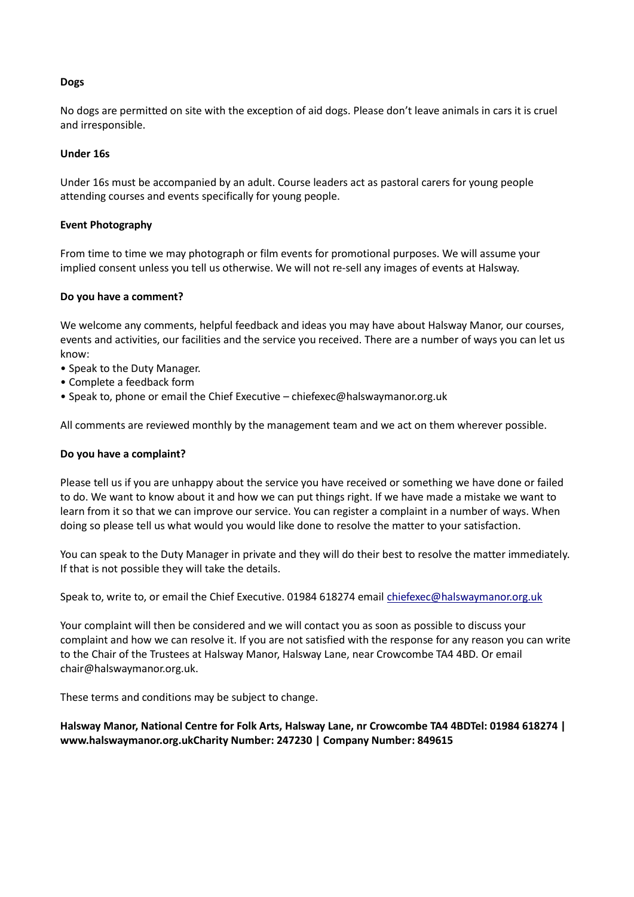**Dogs**

No dogs are permitted on site with the exception of aid dogs. Please don't leave animals in cars it is cruel and irresponsible.

**Under 16s**

Under 16s must be accompanied by an adult. Course leaders act as pastoral carers for young people attending courses and events specifically for young people.

**Event Photography**

From time to time we may photograph or film events for promotional purposes. We will assume your implied consent unless you tell us otherwise. We will not re-sell any images of events at Halsway.

**Do you have a comment?**

We welcome any comments, helpful feedback and ideas you may have about Halsway Manor, our courses, events and activities, our facilities and the service you received. There are a number of ways you can let us know:

- Speak to the Duty Manager.
- Complete a feedback form
- Speak to, phone or email the Chief Executive – chiefexec@halswaymanor.org.uk

All comments are reviewed monthly by the management team and we act on them wherever possible.

**Do you have a complaint?**

Please tell us if you are unhappy about the service you have received or something we have done or failed to do. We want to know about it and how we can put things right. If we have made a mistake we want to learn from it so that we can improve our service. You can register a complaint in a number of ways. When doing so please tell us what would you would like done to resolve the matter to your satisfaction.

You can speak to the Duty Manager in private and they will do their best to resolve the matter immediately. If that is not possible they will take the details.

Speak to, write to, or email the Chief Executive. 01984 618274 email chiefexec@halswaymanor.org.uk

Your complaint will then be considered and we will contact you as soon as possible to discuss your complaint and how we can resolve it. If you are not satisfied with the response for any reason you can write to the Chair of the Trustees at Halsway Manor, Halsway Lane, near Crowcombe TA4 4BD. Or email chair@halswaymanor.org.uk.

These terms and conditions may be subject to change.

**Halsway Manor, National Centre for Folk Arts, Halsway Lane, nr Crowcombe TA4 4BDTel: 01984 618274 | www.halswaymanor.org.ukCharity Number: 247230 | Company Number: 849615**